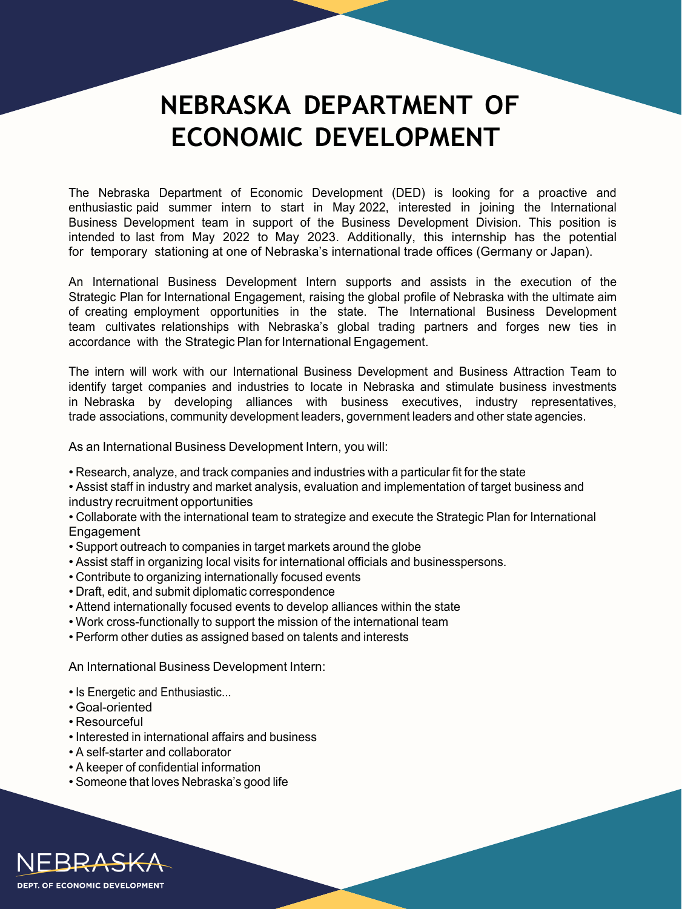# NEBRASKA DEPARTMENT OF ECONOMIC DEVELOPMENT

The Nebraska Department of Economic Development (DED) is looking for a proactive and enthusiastic paid summer intern to start in May 2022, interested in joining the International Business Development team in support of the Business Development Division. This position is intended to last from May 2022 to May 2023. Additionally, this internship has the potential for temporary stationing at one of Nebraska's international trade offices (Germany or Japan).

An International Business Development Intern supports and assists in the execution of the Strategic Plan for International Engagement, raising the global profile of Nebraska with the ultimate aim of creating employment opportunities in the state. The International Business Development team cultivates relationships with Nebraska's global trading partners and forges new ties in accordance with the Strategic Plan for International Engagement.

The intern will work with our International Business Development and Business Attraction Team to identify target companies and industries to locate in Nebraska and stimulate business investments in Nebraska by developing alliances with business executives, industry representatives, trade associations, community development leaders, government leaders and other state agencies.

As an International Business Development Intern, you will:

- Research, analyze, and track companies and industries with a particular fit for the state
- Assist staff in industry and market analysis, evaluation and implementation of target business and industry recruitment opportunities
- Collaborate with the international team to strategize and execute the Strategic Plan for International Engagement
- Support outreach to companies in target markets around the globe
- Assist staff in organizing local visits for international officials and businesspersons.
- Contribute to organizing internationally focused events
- Draft, edit, and submit diplomatic correspondence
- Attend internationally focused events to develop alliances within the state
- Work cross-functionally to support the mission of the international team
- Perform other duties as assigned based on talents and interests

An International Business Development Intern:

- Is Energetic and Enthusiastic...
- Goal-oriented
- Resourceful
- Interested in international affairs and business
- A self-starter and collaborator
- A keeper of confidential information
- Someone that loves Nebraska's good life

NEBRASKA
DEPT. OF ECONOMIC DEVELOPMENT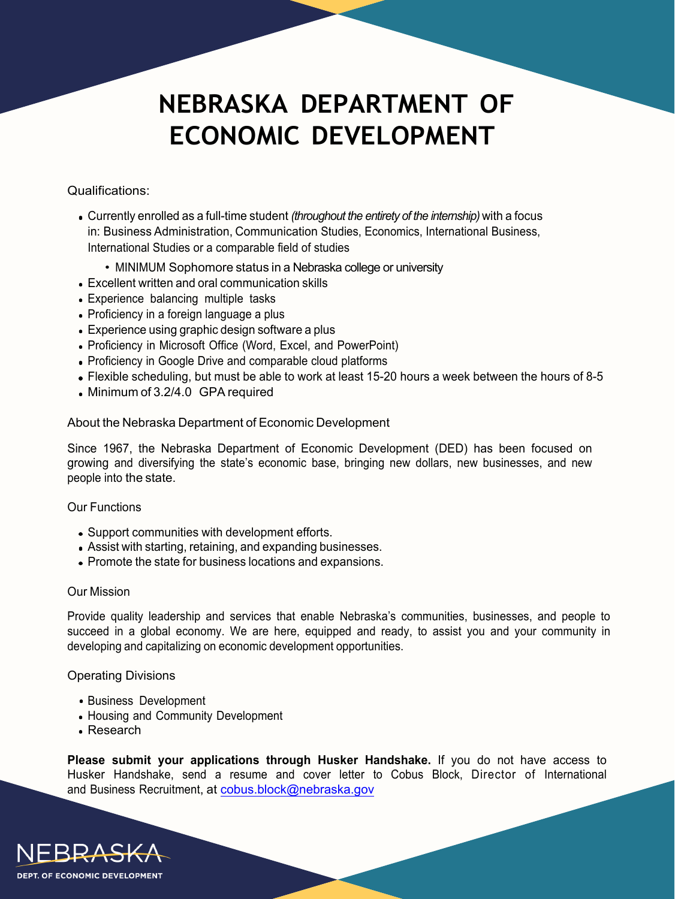# NEBRASKA DEPARTMENT OF ECONOMIC DEVELOPMENT

Qualifications:

- Currently enrolled as a full-time student *(throughout the entirety of the internship)* with a focus in: Business Administration, Communication Studies, Economics, International Business, International Studies or a comparable field of studies
    - MINIMUM Sophomore status in a Nebraska college or university
- Excellent written and oral communication skills
- Experience balancing multiple tasks
- Proficiency in a foreign language a plus
- Experience using graphic design software a plus
- Proficiency in Microsoft Office (Word, Excel, and PowerPoint)
- Proficiency in Google Drive and comparable cloud platforms
- Flexible scheduling, but must be able to work at least 15-20 hours a week between the hours of 8-5
- Minimum of 3.2/4.0 GPA required

About the Nebraska Department of Economic Development

Since 1967, the Nebraska Department of Economic Development (DED) has been focused on growing and diversifying the state's economic base, bringing new dollars, new businesses, and new people into the state.

Our Functions

- Support communities with development efforts.
- Assist with starting, retaining, and expanding businesses.
- Promote the state for business locations and expansions.

Our Mission

Provide quality leadership and services that enable Nebraska's communities, businesses, and people to succeed in a global economy. We are here, equipped and ready, to assist you and your community in developing and capitalizing on economic development opportunities.

Operating Divisions

- Business Development
- Housing and Community Development
- Research

**Please submit your applications through Husker Handshake.** If you do not have access to Husker Handshake, send a resume and cover letter to Cobus Block, Director of International and Business Recruitment, at cobus.block@nebraska.gov

NEBRASKA
DEPT. OF ECONOMIC DEVELOPMENT